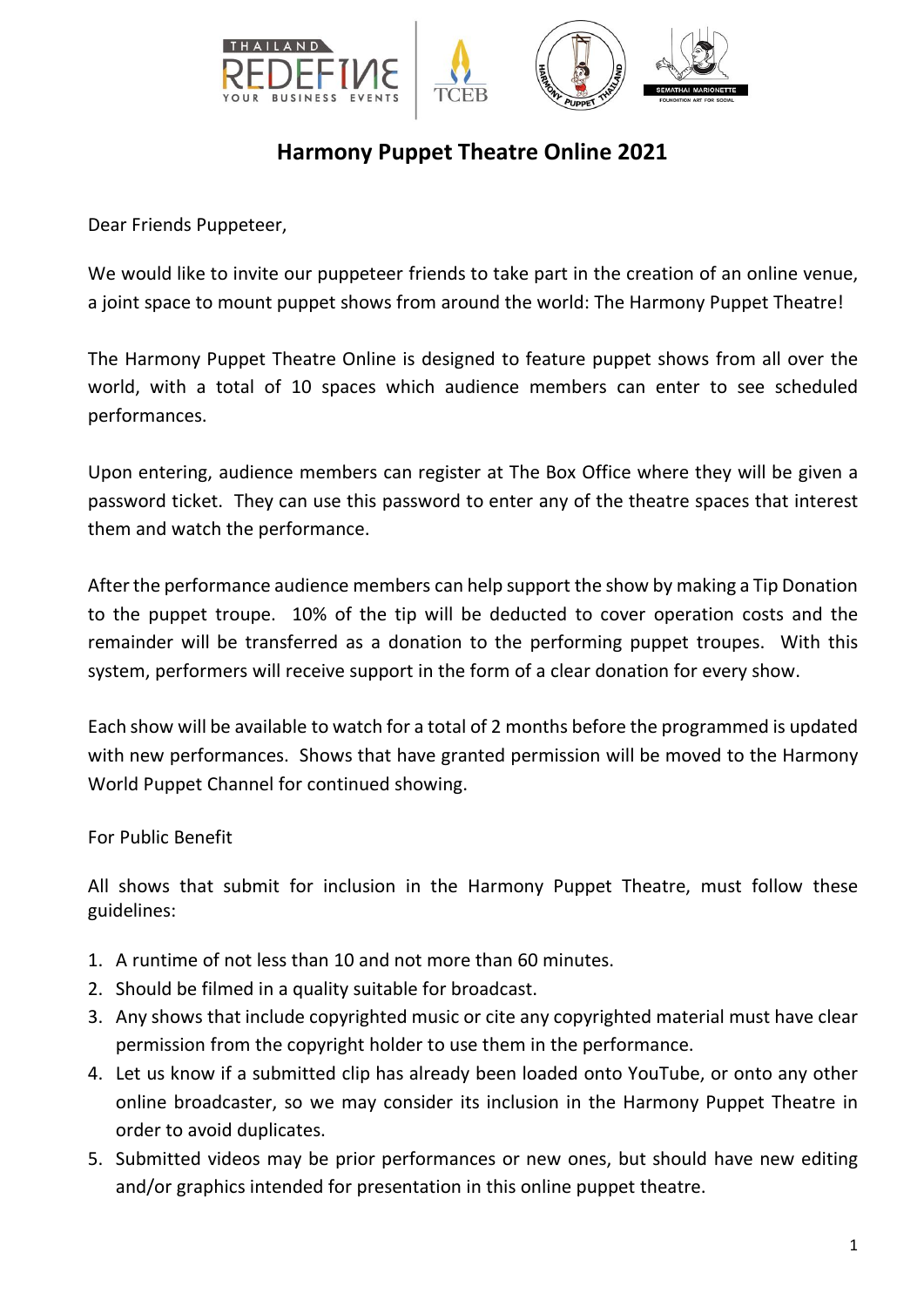# Harmony Puppet Theatre Online 2021

Dear Friends Puppeteer,

We would like to invite our puppeteer friends to take part in the creation of an online venue, a joint space to mount puppet shows from around the world: The Harmony Puppet Theatre!

The Harmony Puppet Theatre Online is designed to feature puppet shows from all over the world, with a total of 10 spaces which audience members can enter to see scheduled performances.

Upon entering, audience members can register at The Box Office where they will be given a password ticket. They can use this password to enter any of the theatre spaces that interest them and watch the performance.

After the performance audience members can help support the show by making a Tip Donation to the puppet troupe. 10% of the tip will be deducted to cover operation costs and the remainder will be transferred as a donation to the performing puppet troupes. With this system, performers will receive support in the form of a clear donation for every show.

Each show will be available to watch for a total of 2 months before the programmed is updated with new performances. Shows that have granted permission will be moved to the Harmony World Puppet Channel for continued showing.

For Public Benefit

All shows that submit for inclusion in the Harmony Puppet Theatre, must follow these guidelines:

1. A runtime of not less than 10 and not more than 60 minutes.
2. Should be filmed in a quality suitable for broadcast.
3. Any shows that include copyrighted music or cite any copyrighted material must have clear permission from the copyright holder to use them in the performance.
4. Let us know if a submitted clip has already been loaded onto YouTube, or onto any other online broadcaster, so we may consider its inclusion in the Harmony Puppet Theatre in order to avoid duplicates.
5. Submitted videos may be prior performances or new ones, but should have new editing and/or graphics intended for presentation in this online puppet theatre.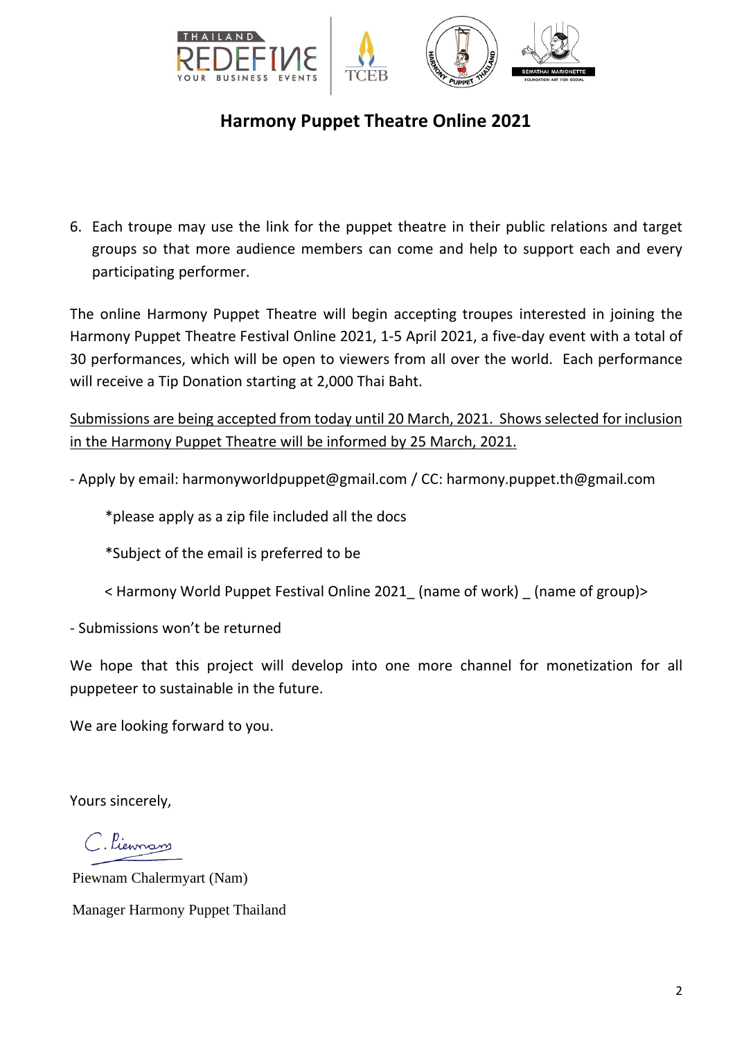## Harmony Puppet Theatre Online 2021

6. Each troupe may use the link for the puppet theatre in their public relations and target groups so that more audience members can come and help to support each and every participating performer.

The online Harmony Puppet Theatre will begin accepting troupes interested in joining the Harmony Puppet Theatre Festival Online 2021, 1-5 April 2021, a five-day event with a total of 30 performances, which will be open to viewers from all over the world. Each performance will receive a Tip Donation starting at 2,000 Thai Baht.

<u>Submissions are being accepted from today until 20 March, 2021. Shows selected for inclusion in the Harmony Puppet Theatre will be informed by 25 March, 2021.</u>

- Apply by email: harmonyworldpuppet@gmail.com / CC: harmony.puppet.th@gmail.com

  *please apply as a zip file included all the docs

  *Subject of the email is preferred to be

  < Harmony World Puppet Festival Online 2021_ (name of work) _ (name of group)>

- Submissions won't be returned

We hope that this project will develop into one more channel for monetization for all puppeteer to sustainable in the future.

We are looking forward to you.

Yours sincerely,

C. Piewnam

Piewnam Chalermyart (Nam)

Manager Harmony Puppet Thailand